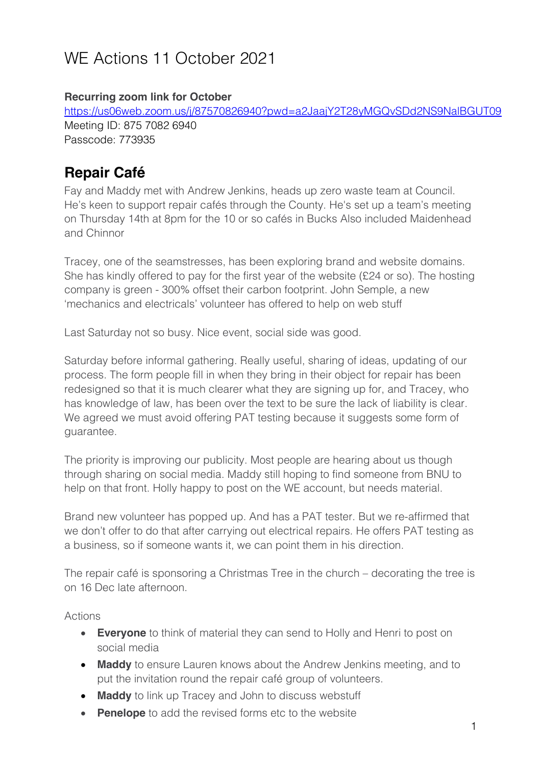# WE Actions 11 October 2021

**Recurring zoom link for October**
https://us06web.zoom.us/j/87570826940?pwd=a2JaajY2T28yMGQvSDd2NS9NalBGUT09
Meeting ID: 875 7082 6940
Passcode: 773935

## Repair Café

Fay and Maddy met with Andrew Jenkins, heads up zero waste team at Council. He's keen to support repair cafés through the County. He's set up a team's meeting on Thursday 14th at 8pm for the 10 or so cafés in Bucks Also included Maidenhead and Chinnor

Tracey, one of the seamstresses, has been exploring brand and website domains. She has kindly offered to pay for the first year of the website (£24 or so). The hosting company is green - 300% offset their carbon footprint. John Semple, a new 'mechanics and electricals' volunteer has offered to help on web stuff

Last Saturday not so busy. Nice event, social side was good.

Saturday before informal gathering. Really useful, sharing of ideas, updating of our process. The form people fill in when they bring in their object for repair has been redesigned so that it is much clearer what they are signing up for, and Tracey, who has knowledge of law, has been over the text to be sure the lack of liability is clear. We agreed we must avoid offering PAT testing because it suggests some form of guarantee.

The priority is improving our publicity. Most people are hearing about us though through sharing on social media. Maddy still hoping to find someone from BNU to help on that front. Holly happy to post on the WE account, but needs material.

Brand new volunteer has popped up. And has a PAT tester. But we re-affirmed that we don't offer to do that after carrying out electrical repairs. He offers PAT testing as a business, so if someone wants it, we can point them in his direction.

The repair café is sponsoring a Christmas Tree in the church – decorating the tree is on 16 Dec late afternoon.

Actions

- **Everyone** to think of material they can send to Holly and Henri to post on social media
- **Maddy** to ensure Lauren knows about the Andrew Jenkins meeting, and to put the invitation round the repair café group of volunteers.
- **Maddy** to link up Tracey and John to discuss webstuff
- **Penelope** to add the revised forms etc to the website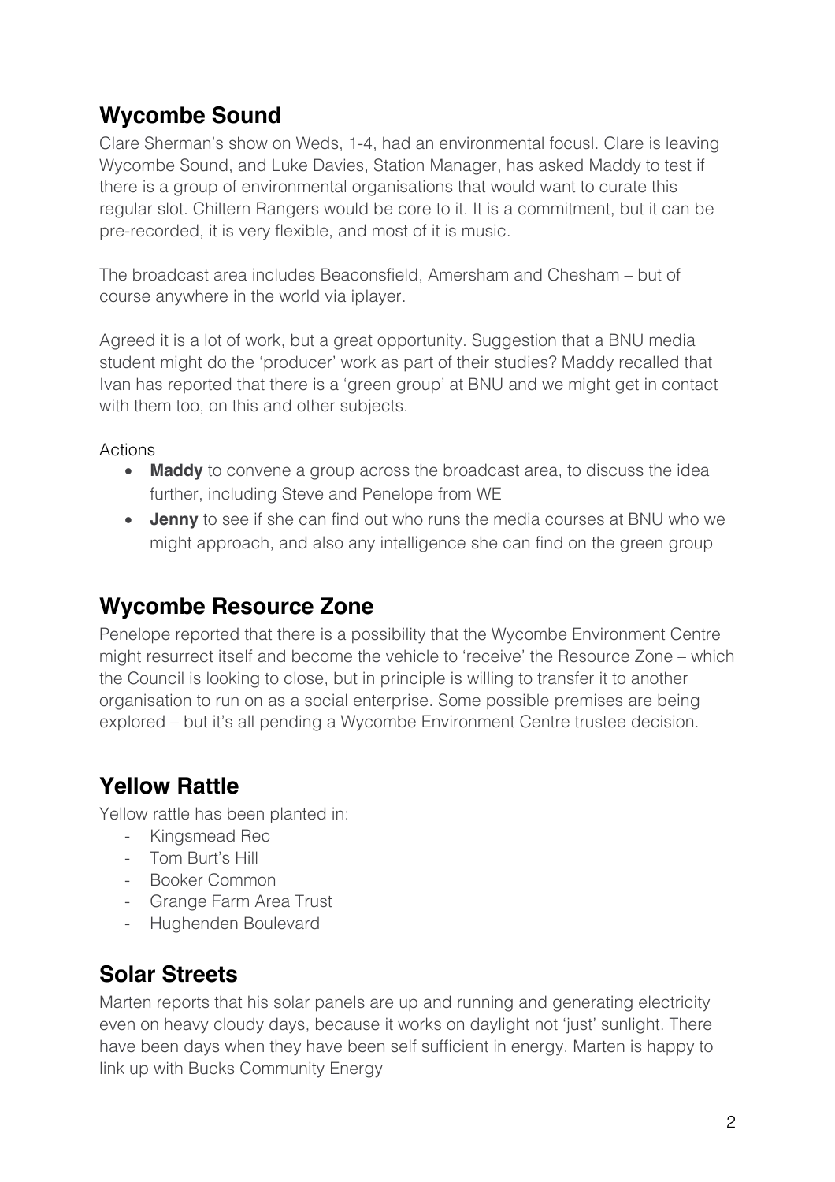## Wycombe Sound

Clare Sherman's show on Weds, 1-4, had an environmental focusl. Clare is leaving Wycombe Sound, and Luke Davies, Station Manager, has asked Maddy to test if there is a group of environmental organisations that would want to curate this regular slot. Chiltern Rangers would be core to it. It is a commitment, but it can be pre-recorded, it is very flexible, and most of it is music.

The broadcast area includes Beaconsfield, Amersham and Chesham – but of course anywhere in the world via iplayer.

Agreed it is a lot of work, but a great opportunity. Suggestion that a BNU media student might do the 'producer' work as part of their studies? Maddy recalled that Ivan has reported that there is a 'green group' at BNU and we might get in contact with them too, on this and other subjects.

Actions

- **Maddy** to convene a group across the broadcast area, to discuss the idea further, including Steve and Penelope from WE
- **Jenny** to see if she can find out who runs the media courses at BNU who we might approach, and also any intelligence she can find on the green group

## Wycombe Resource Zone

Penelope reported that there is a possibility that the Wycombe Environment Centre might resurrect itself and become the vehicle to 'receive' the Resource Zone – which the Council is looking to close, but in principle is willing to transfer it to another organisation to run on as a social enterprise. Some possible premises are being explored – but it's all pending a Wycombe Environment Centre trustee decision.

## Yellow Rattle

Yellow rattle has been planted in:

- Kingsmead Rec
- Tom Burt's Hill
- Booker Common
- Grange Farm Area Trust
- Hughenden Boulevard

## Solar Streets

Marten reports that his solar panels are up and running and generating electricity even on heavy cloudy days, because it works on daylight not 'just' sunlight. There have been days when they have been self sufficient in energy. Marten is happy to link up with Bucks Community Energy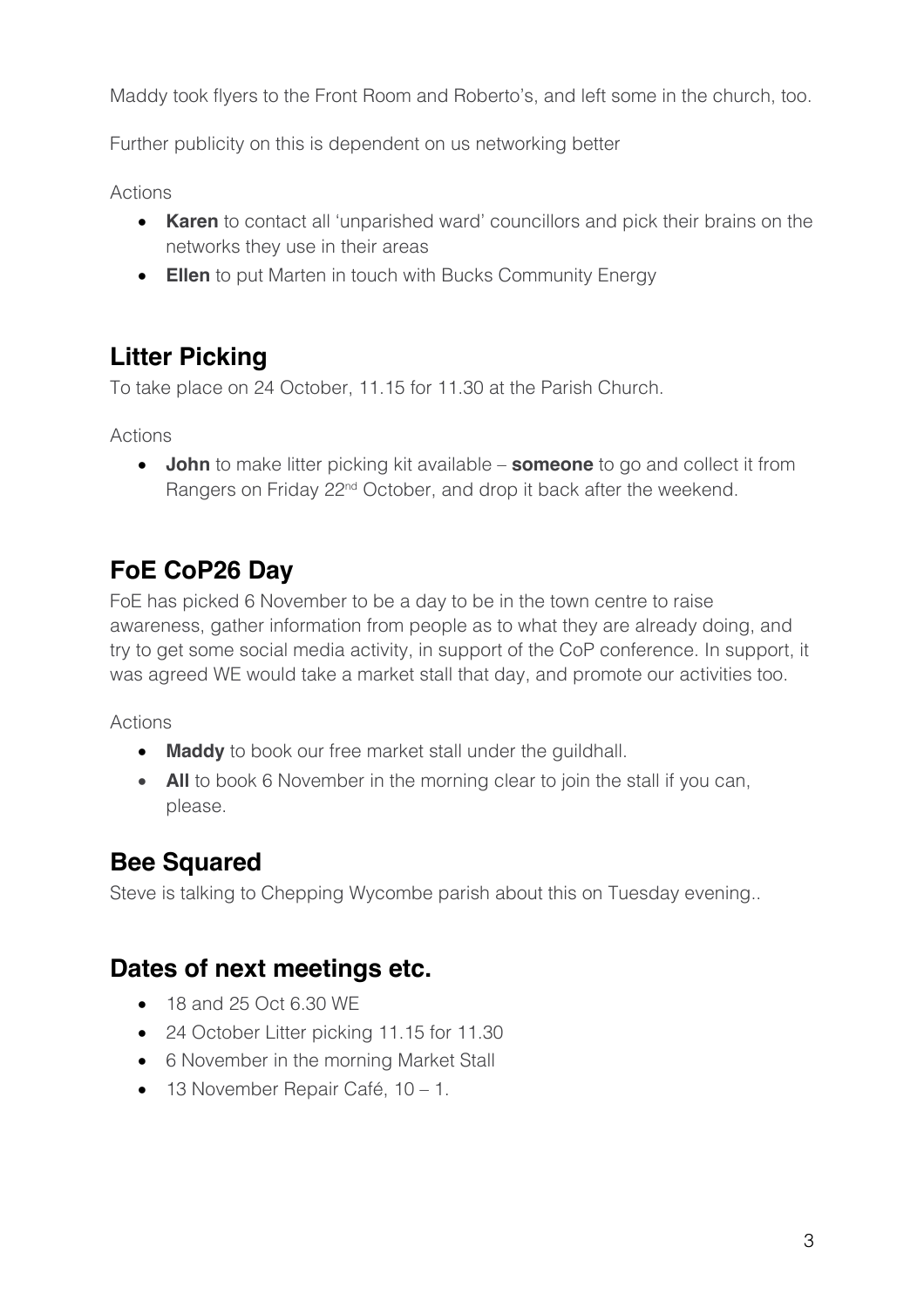Maddy took flyers to the Front Room and Roberto's, and left some in the church, too.

Further publicity on this is dependent on us networking better

Actions

- **Karen** to contact all 'unparished ward' councillors and pick their brains on the networks they use in their areas
- **Ellen** to put Marten in touch with Bucks Community Energy

## Litter Picking

To take place on 24 October, 11.15 for 11.30 at the Parish Church.

Actions

- **John** to make litter picking kit available – **someone** to go and collect it from Rangers on Friday 22nd October, and drop it back after the weekend.

## FoE CoP26 Day

FoE has picked 6 November to be a day to be in the town centre to raise awareness, gather information from people as to what they are already doing, and try to get some social media activity, in support of the CoP conference. In support, it was agreed WE would take a market stall that day, and promote our activities too.

Actions

- **Maddy** to book our free market stall under the guildhall.
- **All** to book 6 November in the morning clear to join the stall if you can, please.

## Bee Squared

Steve is talking to Chepping Wycombe parish about this on Tuesday evening..

## Dates of next meetings etc.

- 18 and 25 Oct 6.30 WE
- 24 October Litter picking 11.15 for 11.30
- 6 November in the morning Market Stall
- 13 November Repair Café, 10 – 1.